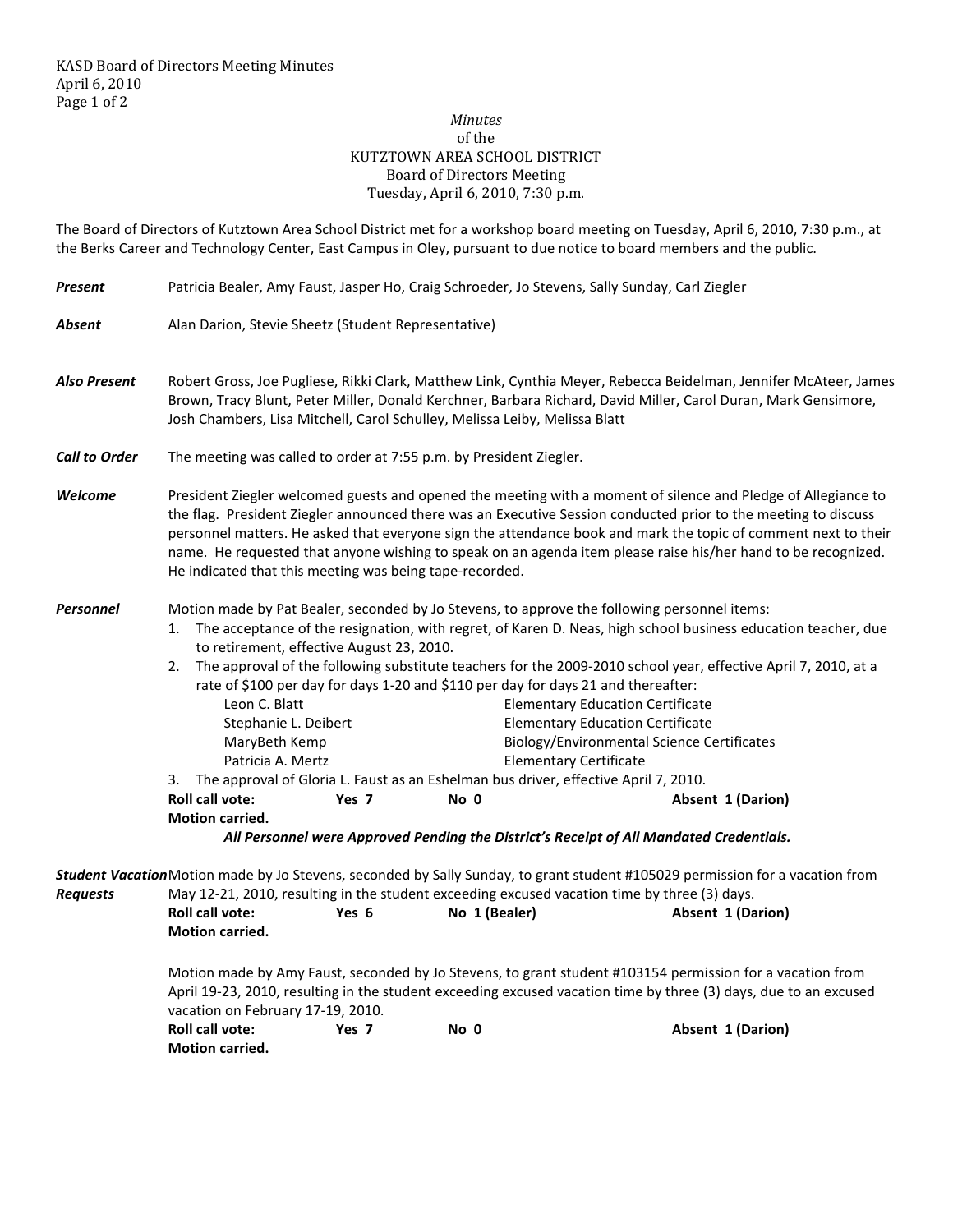*Minutes*
of the
KUTZTOWN AREA SCHOOL DISTRICT
Board of Directors Meeting
Tuesday, April 6, 2010, 7:30 p.m.

The Board of Directors of Kutztown Area School District met for a workshop board meeting on Tuesday, April 6, 2010, 7:30 p.m., at the Berks Career and Technology Center, East Campus in Oley, pursuant to due notice to board members and the public.

***Present*** Patricia Bealer, Amy Faust, Jasper Ho, Craig Schroeder, Jo Stevens, Sally Sunday, Carl Ziegler

***Absent*** Alan Darion, Stevie Sheetz (Student Representative)

***Also Present*** Robert Gross, Joe Pugliese, Rikki Clark, Matthew Link, Cynthia Meyer, Rebecca Beidelman, Jennifer McAteer, James Brown, Tracy Blunt, Peter Miller, Donald Kerchner, Barbara Richard, David Miller, Carol Duran, Mark Gensimore, Josh Chambers, Lisa Mitchell, Carol Schulley, Melissa Leiby, Melissa Blatt

***Call to Order*** The meeting was called to order at 7:55 p.m. by President Ziegler.

***Welcome*** President Ziegler welcomed guests and opened the meeting with a moment of silence and Pledge of Allegiance to the flag. President Ziegler announced there was an Executive Session conducted prior to the meeting to discuss personnel matters. He asked that everyone sign the attendance book and mark the topic of comment next to their name. He requested that anyone wishing to speak on an agenda item please raise his/her hand to be recognized. He indicated that this meeting was being tape-recorded.

***Personnel*** Motion made by Pat Bealer, seconded by Jo Stevens, to approve the following personnel items:

1. The acceptance of the resignation, with regret, of Karen D. Neas, high school business education teacher, due to retirement, effective August 23, 2010.
2. The approval of the following substitute teachers for the 2009-2010 school year, effective April 7, 2010, at a rate of $100 per day for days 1-20 and $110 per day for days 21 and thereafter:

| | |
|---|---|
| Leon C. Blatt | Elementary Education Certificate |
| Stephanie L. Deibert | Elementary Education Certificate |
| MaryBeth Kemp | Biology/Environmental Science Certificates |
| Patricia A. Mertz | Elementary Certificate |

3. The approval of Gloria L. Faust as an Eshelman bus driver, effective April 7, 2010.

**Roll call vote:** **Yes 7** **No 0** **Absent 1 (Darion)**
**Motion carried.**

***All Personnel were Approved Pending the District's Receipt of All Mandated Credentials.***

***Student Vacation Requests*** Motion made by Jo Stevens, seconded by Sally Sunday, to grant student #105029 permission for a vacation from May 12-21, 2010, resulting in the student exceeding excused vacation time by three (3) days.

**Roll call vote:** **Yes 6** **No 1 (Bealer)** **Absent 1 (Darion)**
**Motion carried.**

Motion made by Amy Faust, seconded by Jo Stevens, to grant student #103154 permission for a vacation from April 19-23, 2010, resulting in the student exceeding excused vacation time by three (3) days, due to an excused vacation on February 17-19, 2010.

**Roll call vote:** **Yes 7** **No 0** **Absent 1 (Darion)**
**Motion carried.**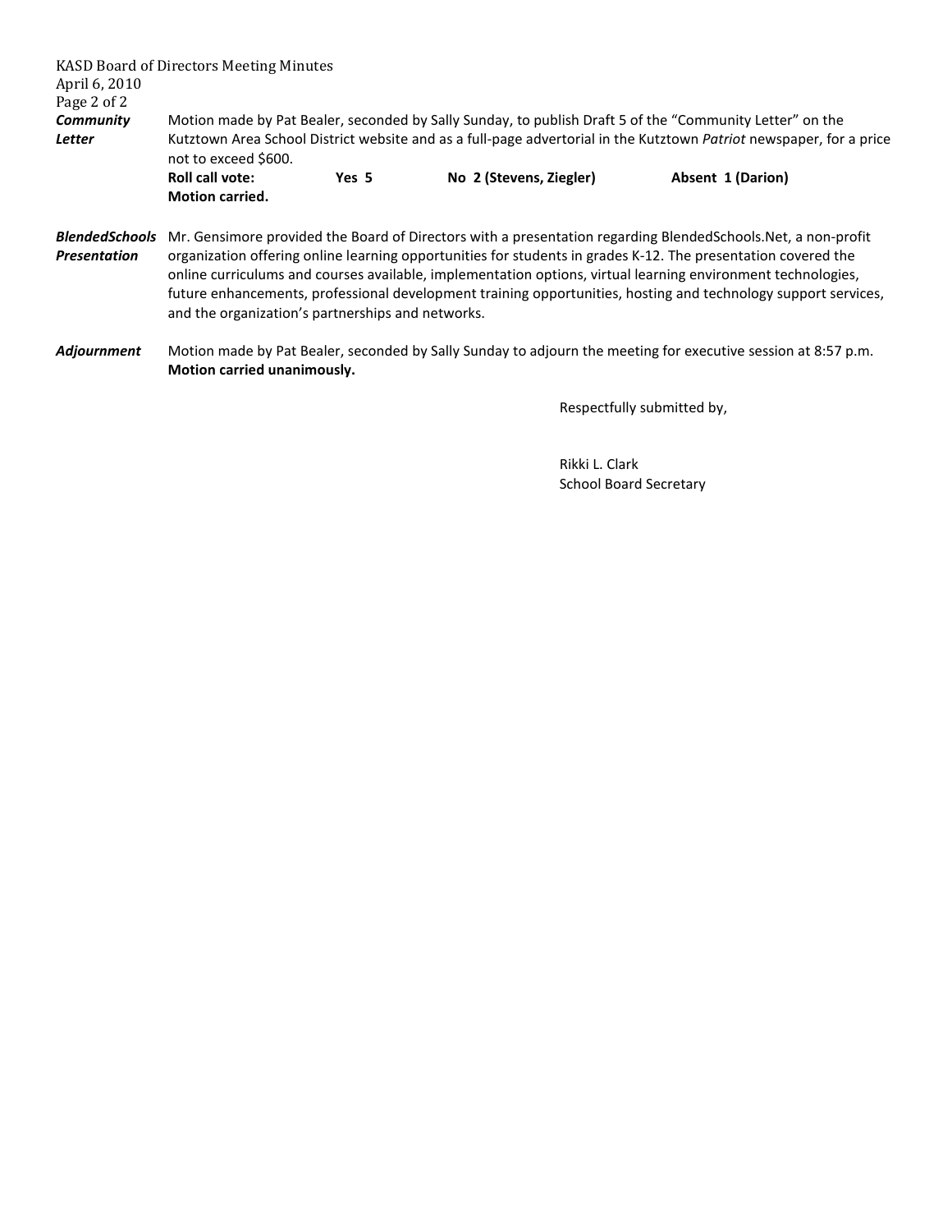***Community Letter***

Motion made by Pat Bealer, seconded by Sally Sunday, to publish Draft 5 of the "Community Letter" on the Kutztown Area School District website and as a full-page advertorial in the Kutztown *Patriot* newspaper, for a price not to exceed $600.

**Roll call vote: Yes 5 No 2 (Stevens, Ziegler) Absent 1 (Darion)**
**Motion carried.**

***BlendedSchools Presentation***

Mr. Gensimore provided the Board of Directors with a presentation regarding BlendedSchools.Net, a non-profit organization offering online learning opportunities for students in grades K-12. The presentation covered the online curriculums and courses available, implementation options, virtual learning environment technologies, future enhancements, professional development training opportunities, hosting and technology support services, and the organization's partnerships and networks.

***Adjournment***

Motion made by Pat Bealer, seconded by Sally Sunday to adjourn the meeting for executive session at 8:57 p.m.
**Motion carried unanimously.**

Respectfully submitted by,

Rikki L. Clark
School Board Secretary